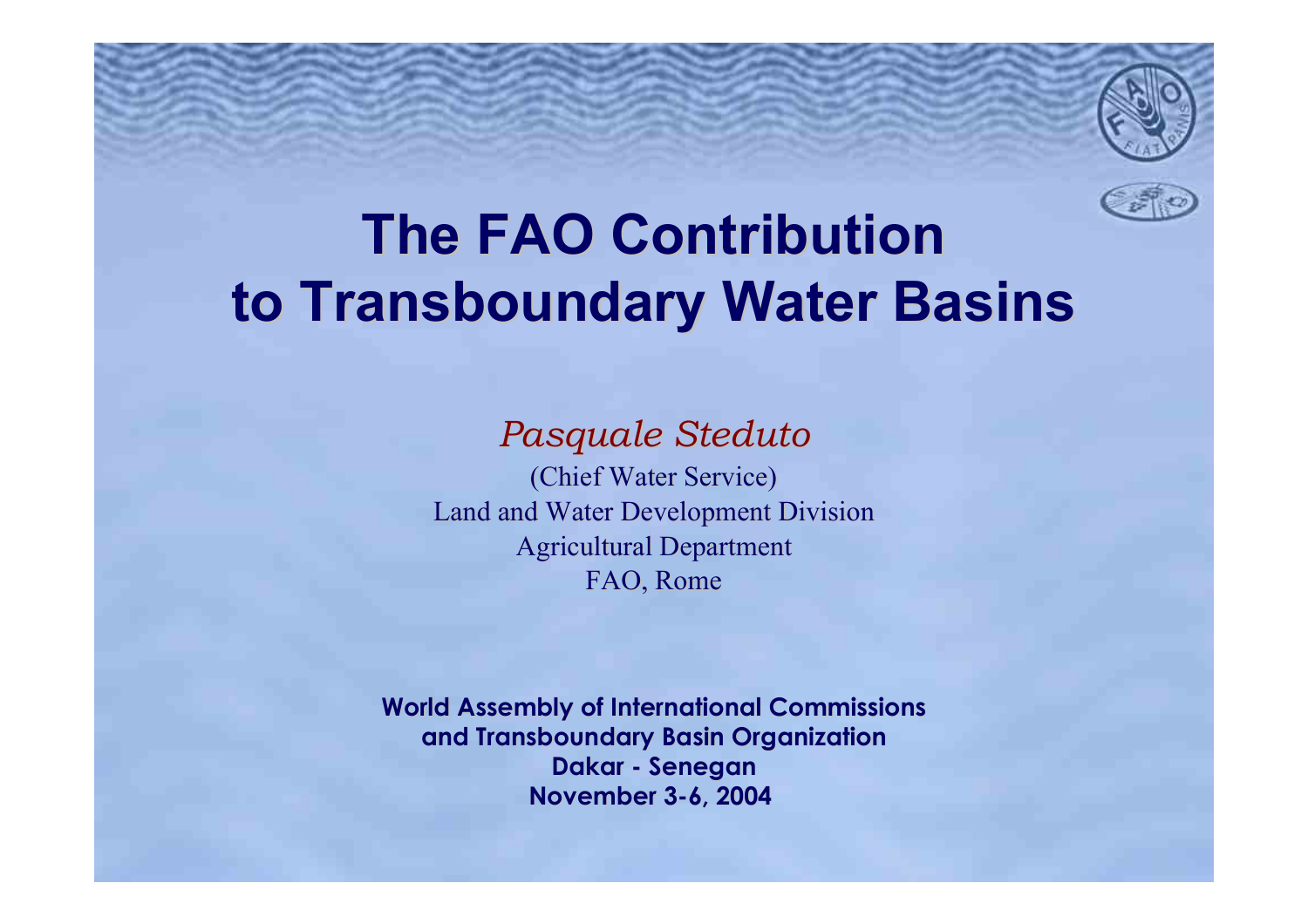# The FAO Contribution to Transboundary Water Basins

*Pasquale Steduto*

(Chief Water Service)
Land and Water Development Division
Agricultural Department
FAO, Rome

**World Assembly of International Commissions and Transboundary Basin Organization**
**Dakar - Senegan**
**November 3-6, 2004**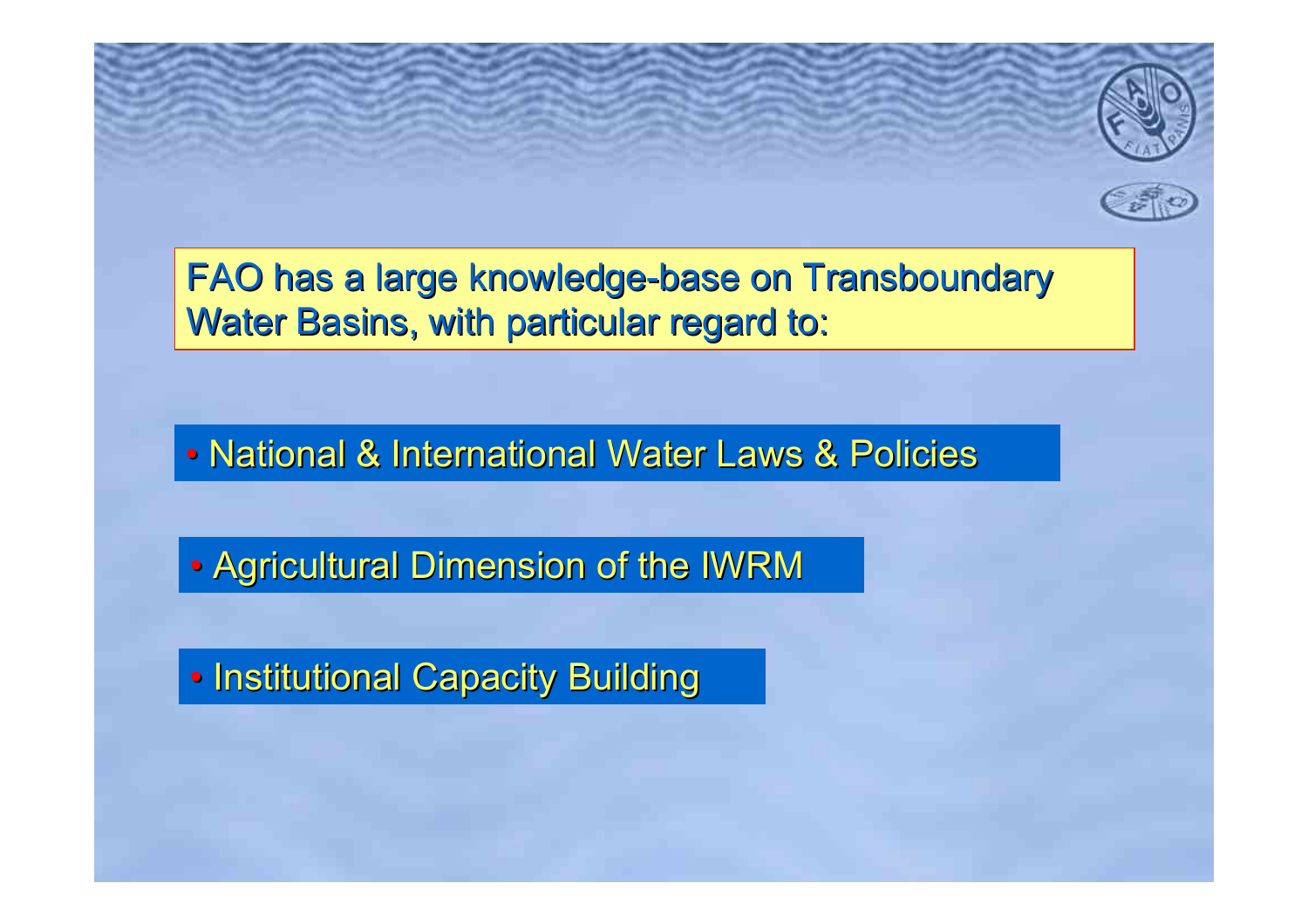FAO has a large knowledge-base on Transboundary Water Basins, with particular regard to:

- National & International Water Laws & Policies
- Agricultural Dimension of the IWRM
- Institutional Capacity Building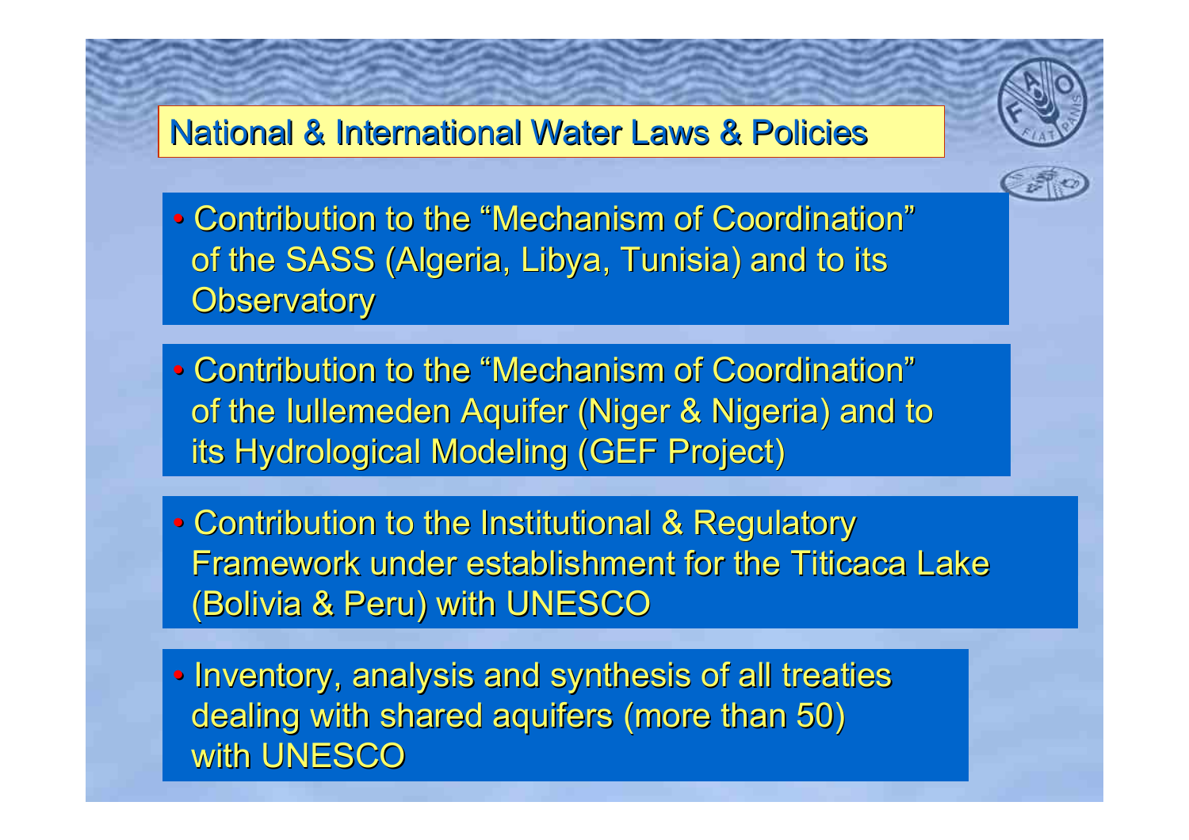# National & International Water Laws & Policies

- Contribution to the "Mechanism of Coordination" of the SASS (Algeria, Libya, Tunisia) and to its Observatory

- Contribution to the "Mechanism of Coordination" of the Iullemeden Aquifer (Niger & Nigeria) and to its Hydrological Modeling (GEF Project)

- Contribution to the Institutional & Regulatory Framework under establishment for the Titicaca Lake (Bolivia & Peru) with UNESCO

- Inventory, analysis and synthesis of all treaties dealing with shared aquifers (more than 50) with UNESCO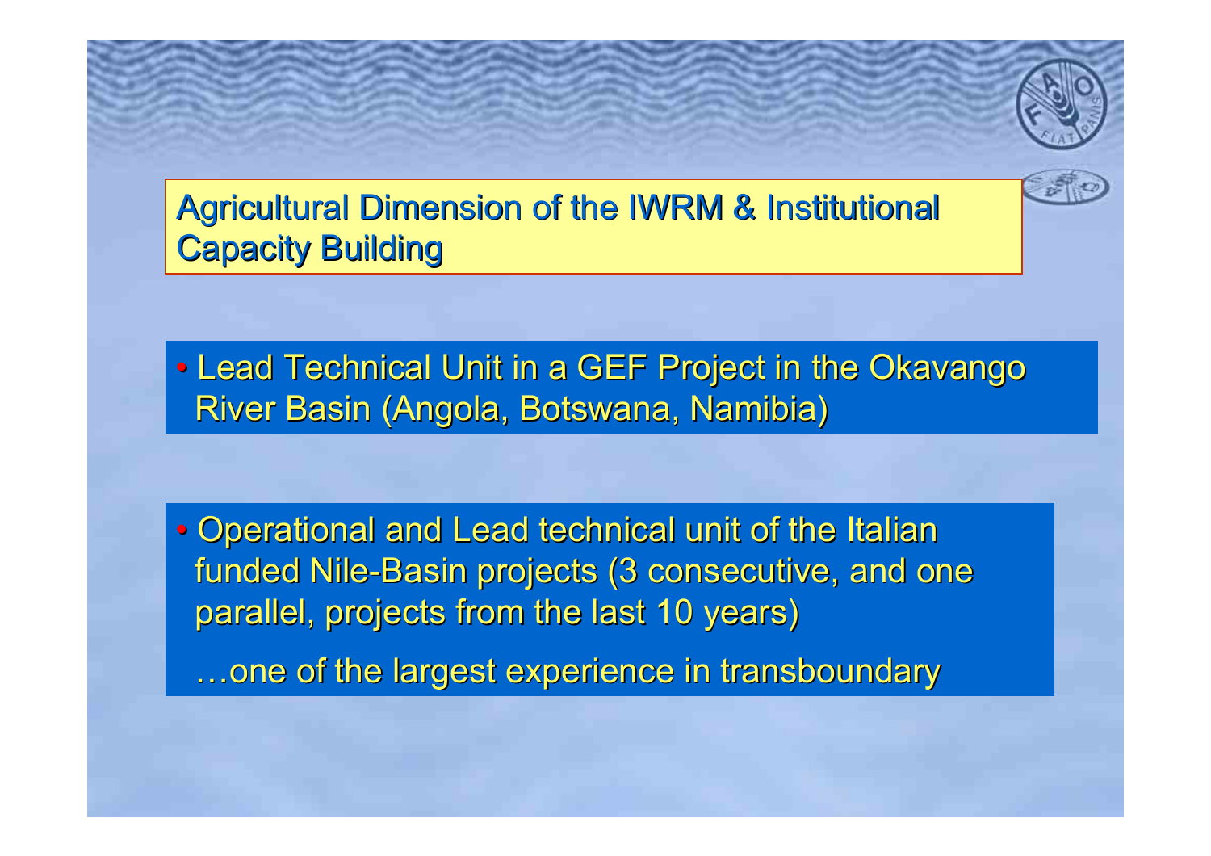## Agricultural Dimension of the IWRM & Institutional Capacity Building

- Lead Technical Unit in a GEF Project in the Okavango River Basin (Angola, Botswana, Namibia)

- Operational and Lead technical unit of the Italian funded Nile-Basin projects (3 consecutive, and one parallel, projects from the last 10 years)

  …one of the largest experience in transboundary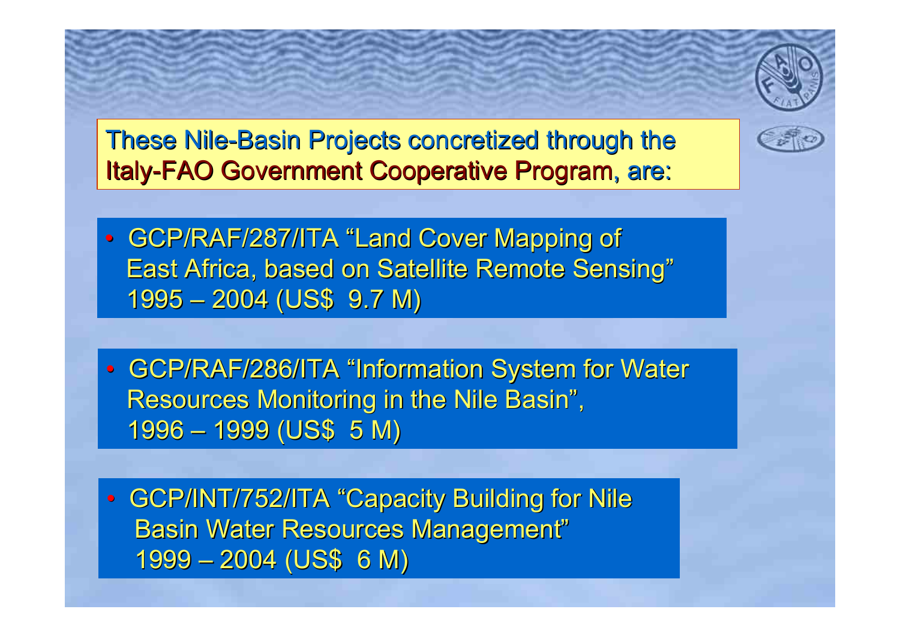These Nile-Basin Projects concretized through the Italy-FAO Government Cooperative Program, are:

- GCP/RAF/287/ITA "Land Cover Mapping of East Africa, based on Satellite Remote Sensing" 1995 – 2004 (US$ 9.7 M)

- GCP/RAF/286/ITA "Information System for Water Resources Monitoring in the Nile Basin", 1996 – 1999 (US$ 5 M)

- GCP/INT/752/ITA "Capacity Building for Nile Basin Water Resources Management" 1999 – 2004 (US$ 6 M)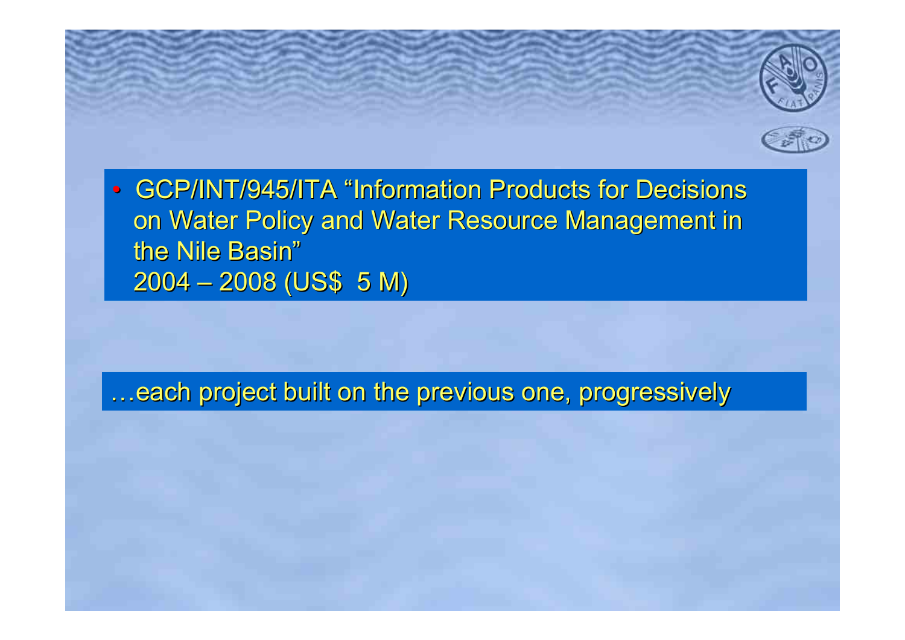- GCP/INT/945/ITA “Information Products for Decisions on Water Policy and Water Resource Management in the Nile Basin”
  2004 – 2008 (US$ 5 M)

…each project built on the previous one, progressively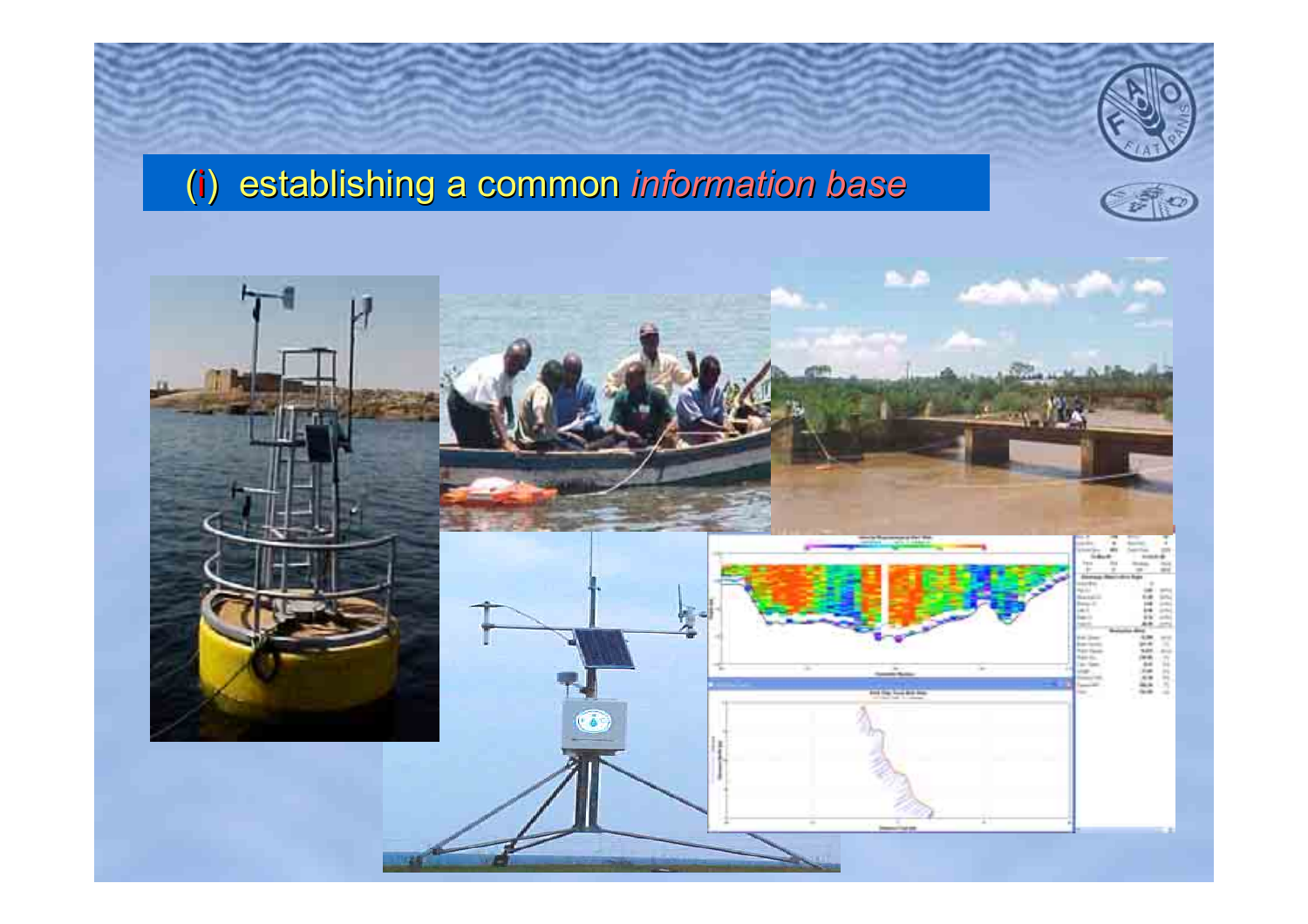## (i) establishing a common *information base*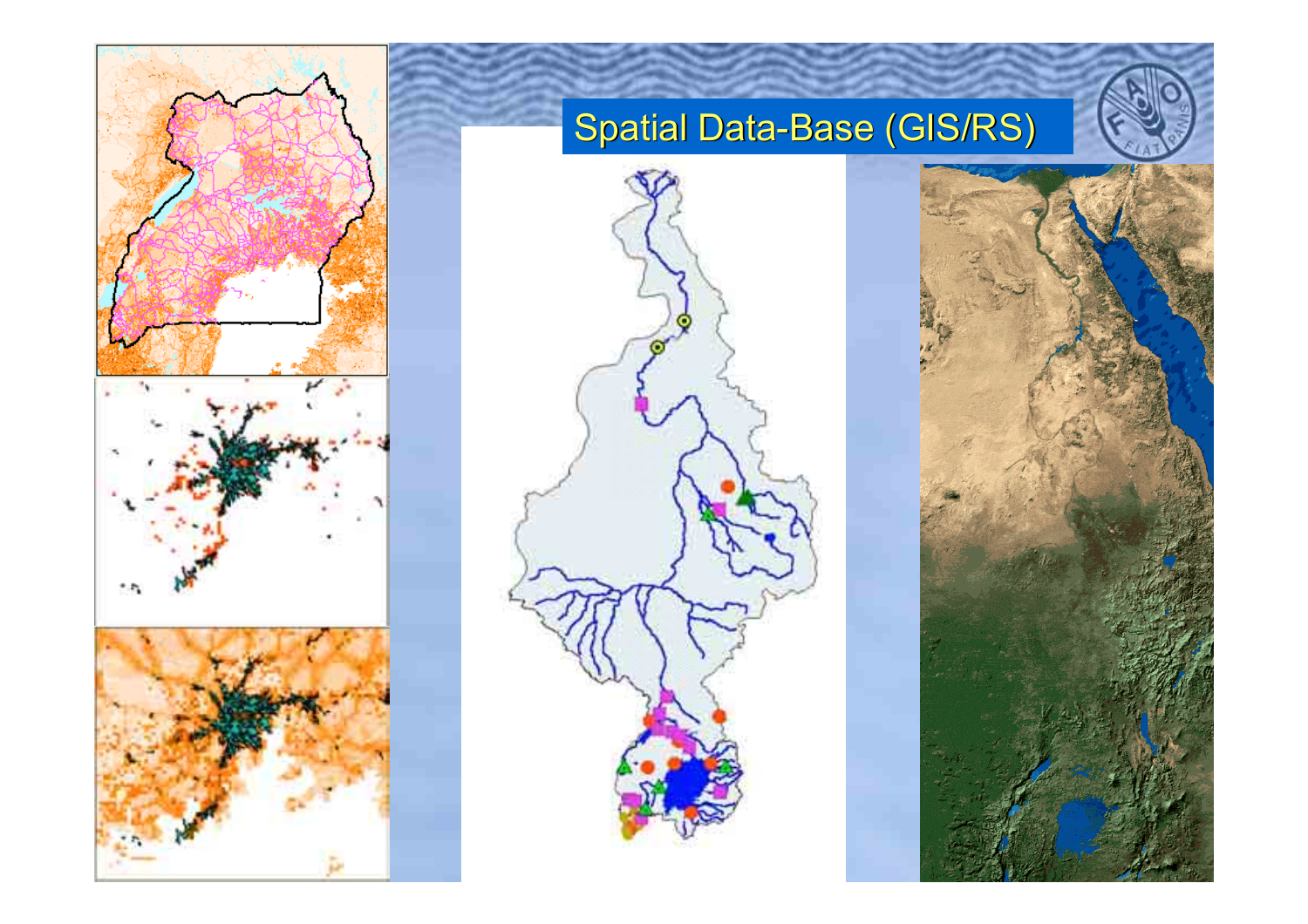# Spatial Data-Base (GIS/RS)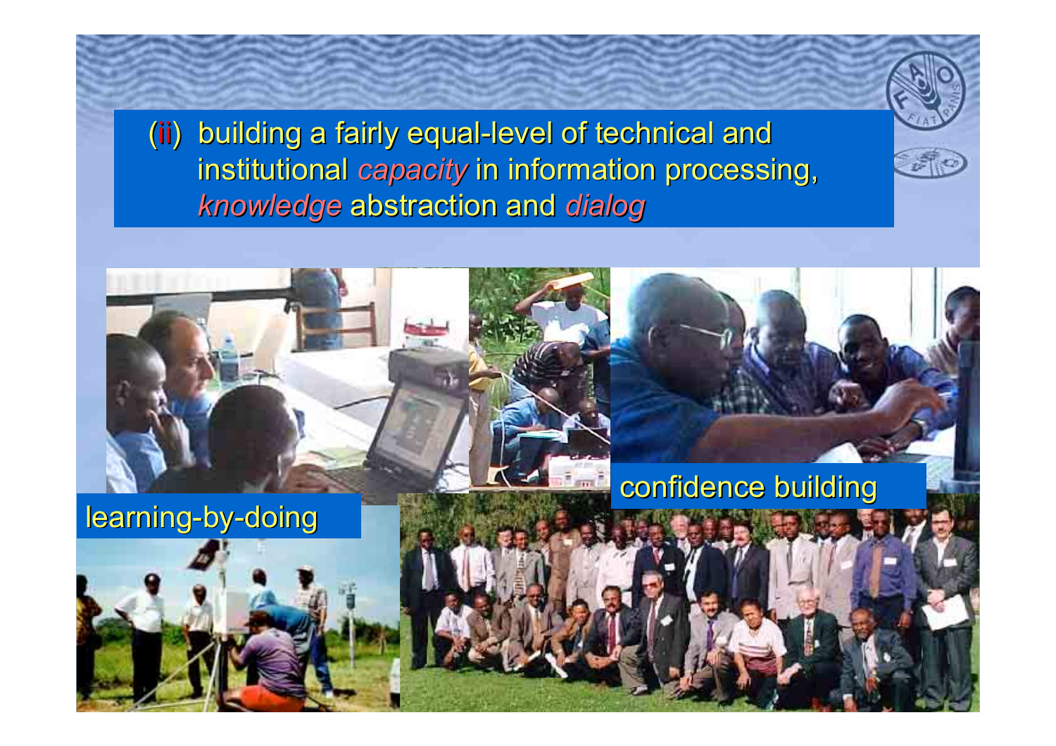(ii) building a fairly equal-level of technical and institutional *capacity* in information processing, *knowledge* abstraction and *dialog*

learning-by-doing

confidence building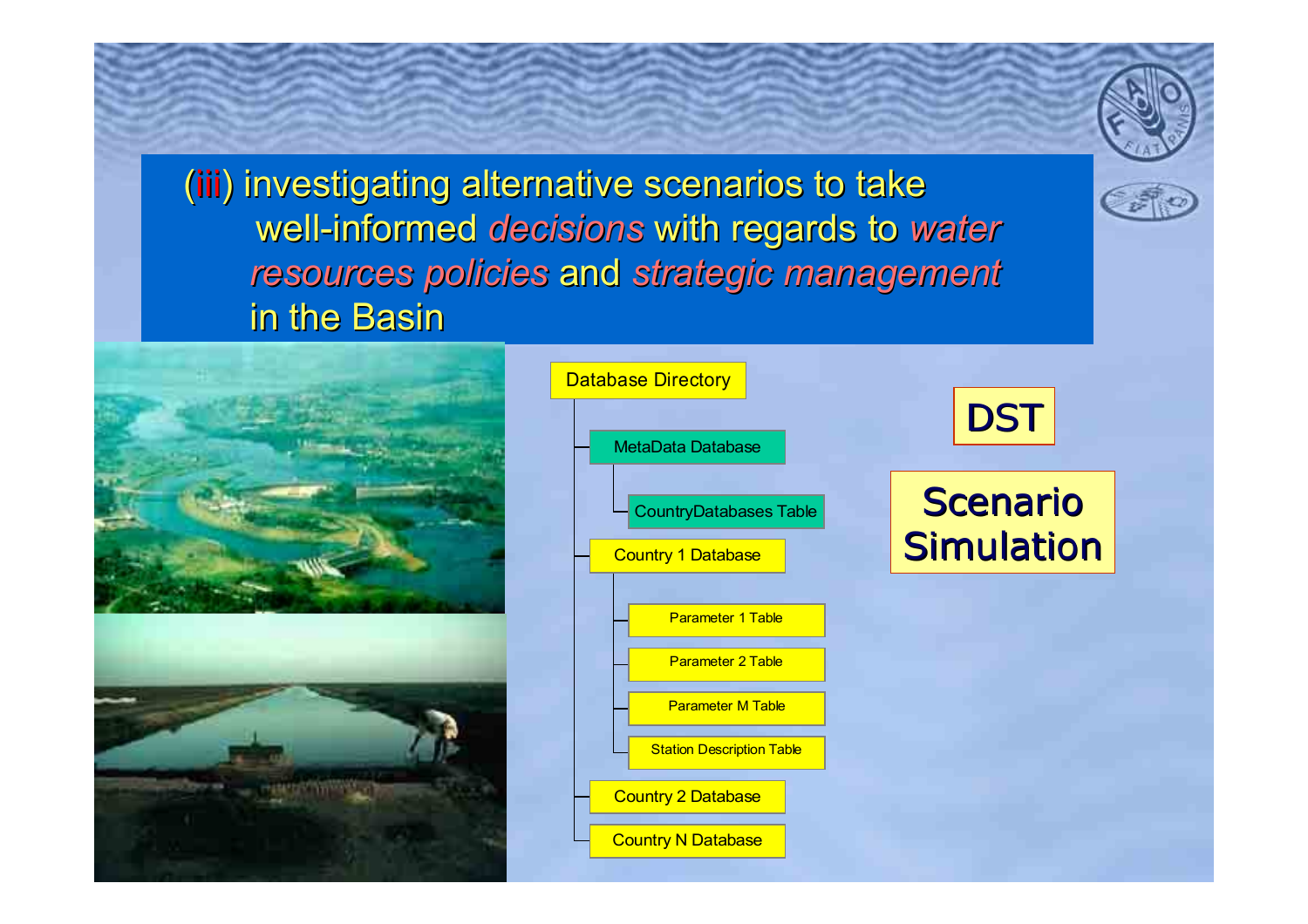(iii) investigating alternative scenarios to take well-informed *decisions* with regards to *water resources policies* and *strategic management* in the Basin

- Database Directory
  - MetaData Database
    - CountryDatabases Table
  - Country 1 Database
    - Parameter 1 Table
    - Parameter 2 Table
    - Parameter M Table
    - Station Description Table
  - Country 2 Database
  - Country N Database

**DST**

**Scenario Simulation**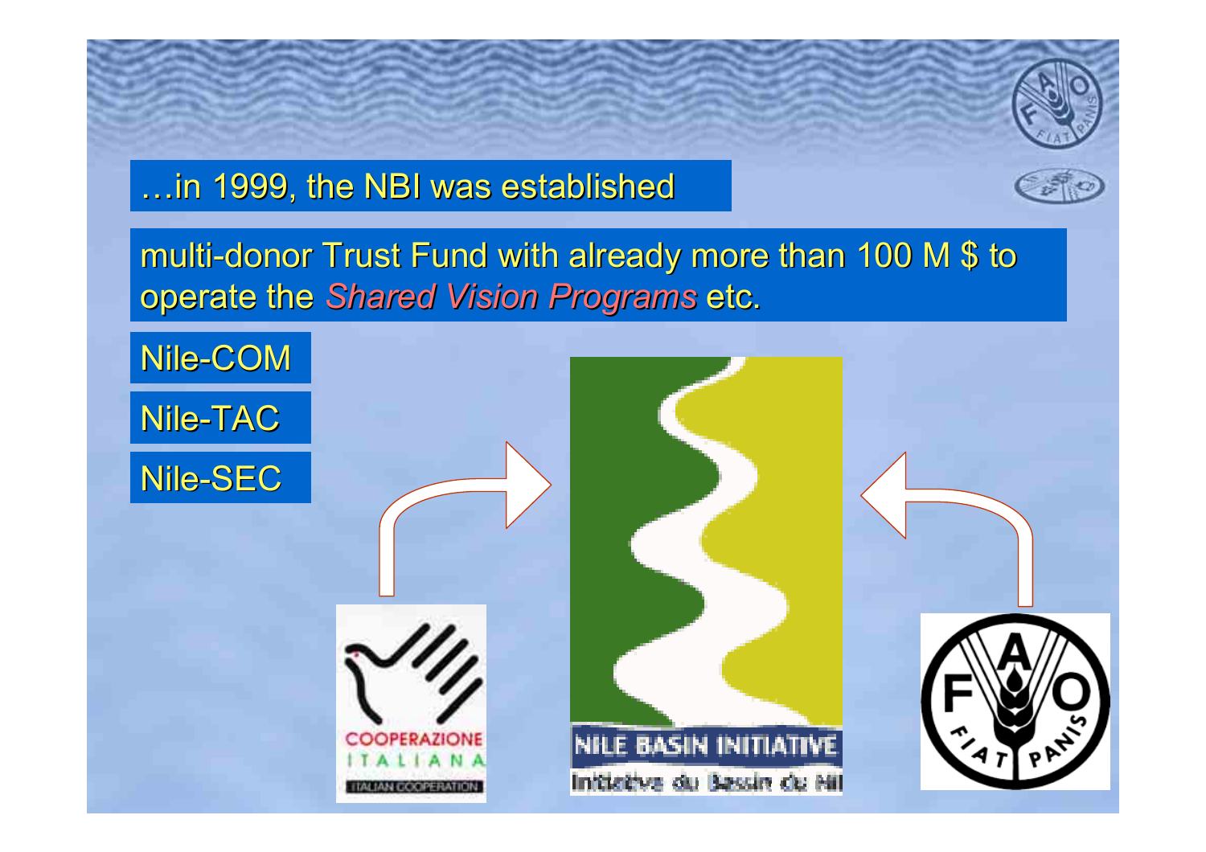## …in 1999, the NBI was established

multi-donor Trust Fund with already more than 100 M $ to operate the *Shared Vision Programs* etc.

- Nile-COM
- Nile-TAC
- Nile-SEC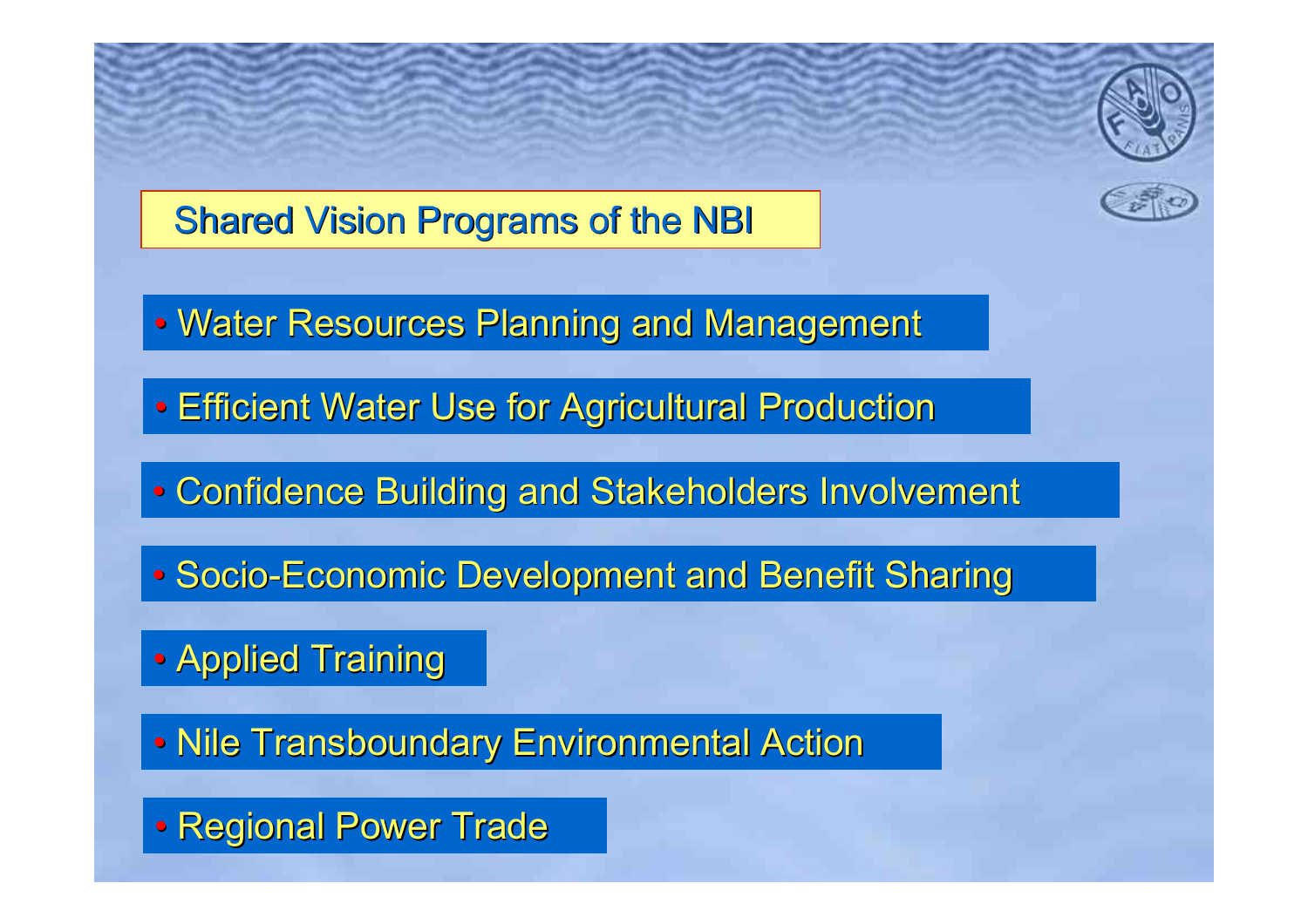## Shared Vision Programs of the NBI

- Water Resources Planning and Management
- Efficient Water Use for Agricultural Production
- Confidence Building and Stakeholders Involvement
- Socio-Economic Development and Benefit Sharing
- Applied Training
- Nile Transboundary Environmental Action
- Regional Power Trade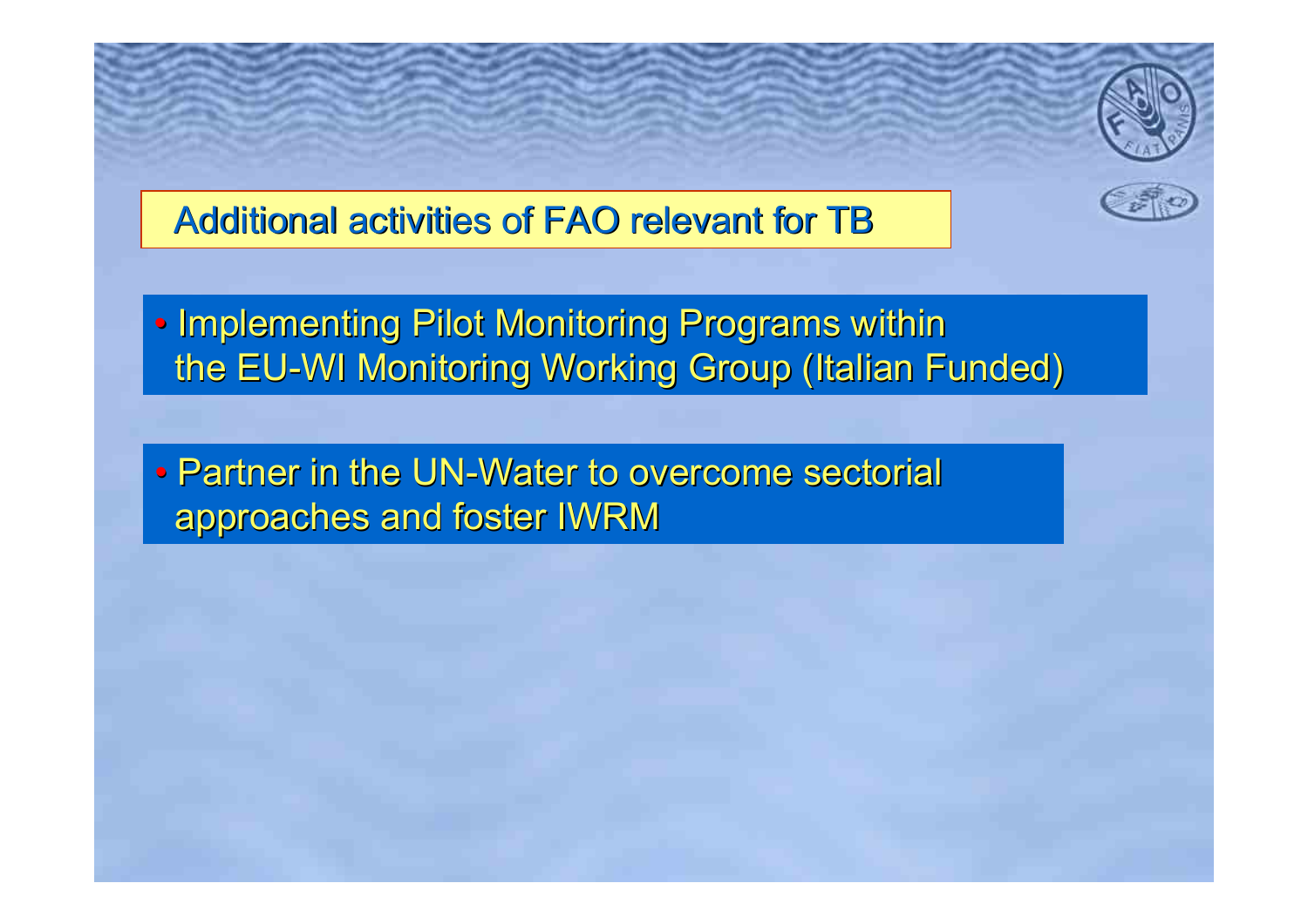## Additional activities of FAO relevant for TB

- Implementing Pilot Monitoring Programs within the EU-WI Monitoring Working Group (Italian Funded)

- Partner in the UN-Water to overcome sectorial approaches and foster IWRM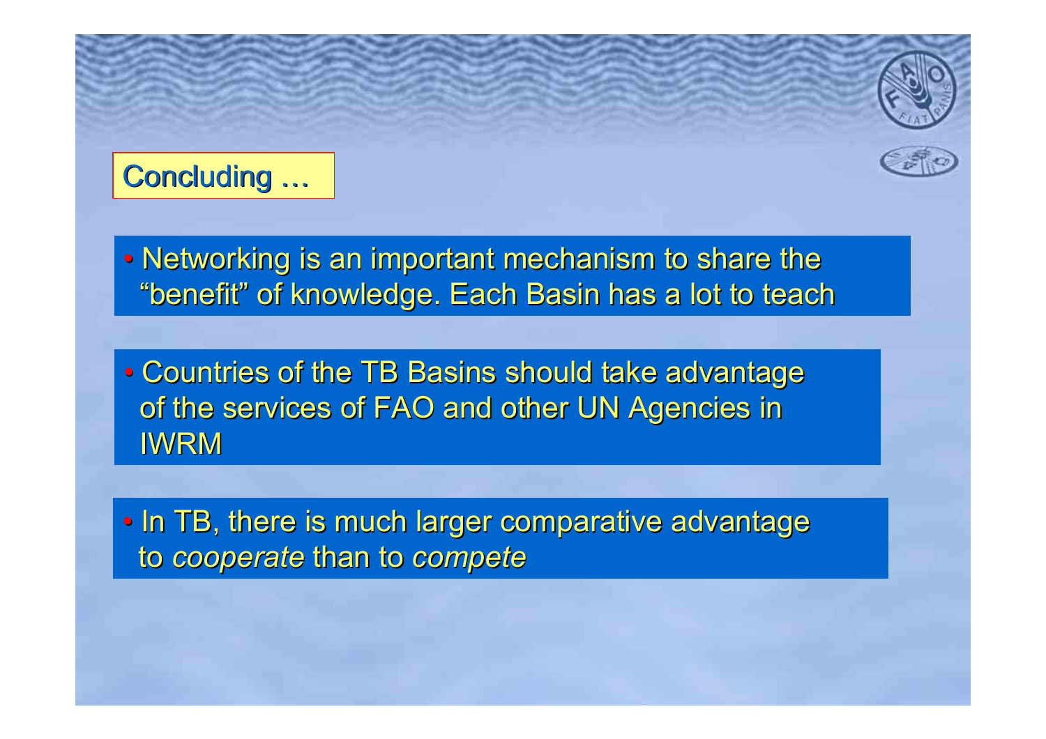## Concluding …

- Networking is an important mechanism to share the “benefit” of knowledge. Each Basin has a lot to teach

- Countries of the TB Basins should take advantage of the services of FAO and other UN Agencies in IWRM

- In TB, there is much larger comparative advantage to *cooperate* than to *compete*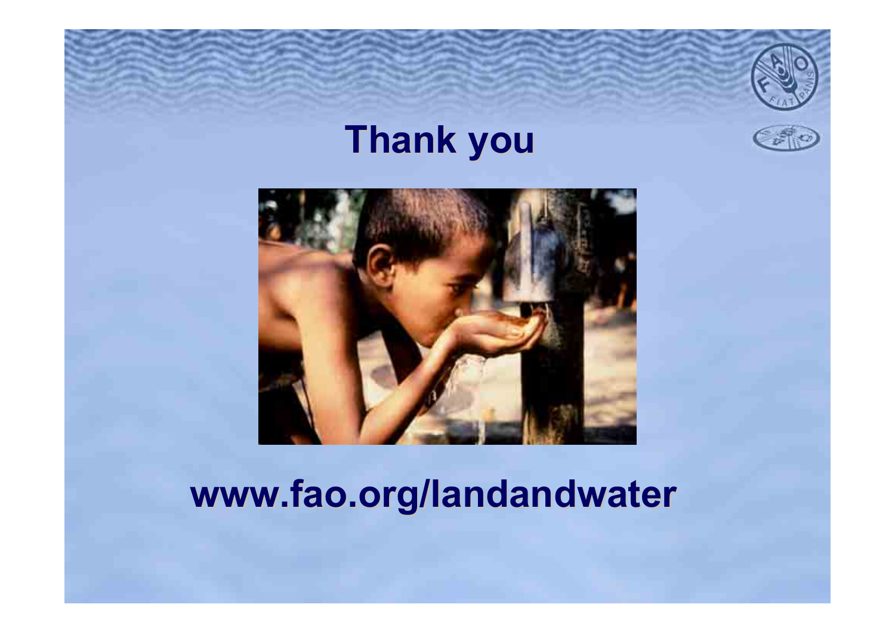# Thank you

www.fao.org/landandwater